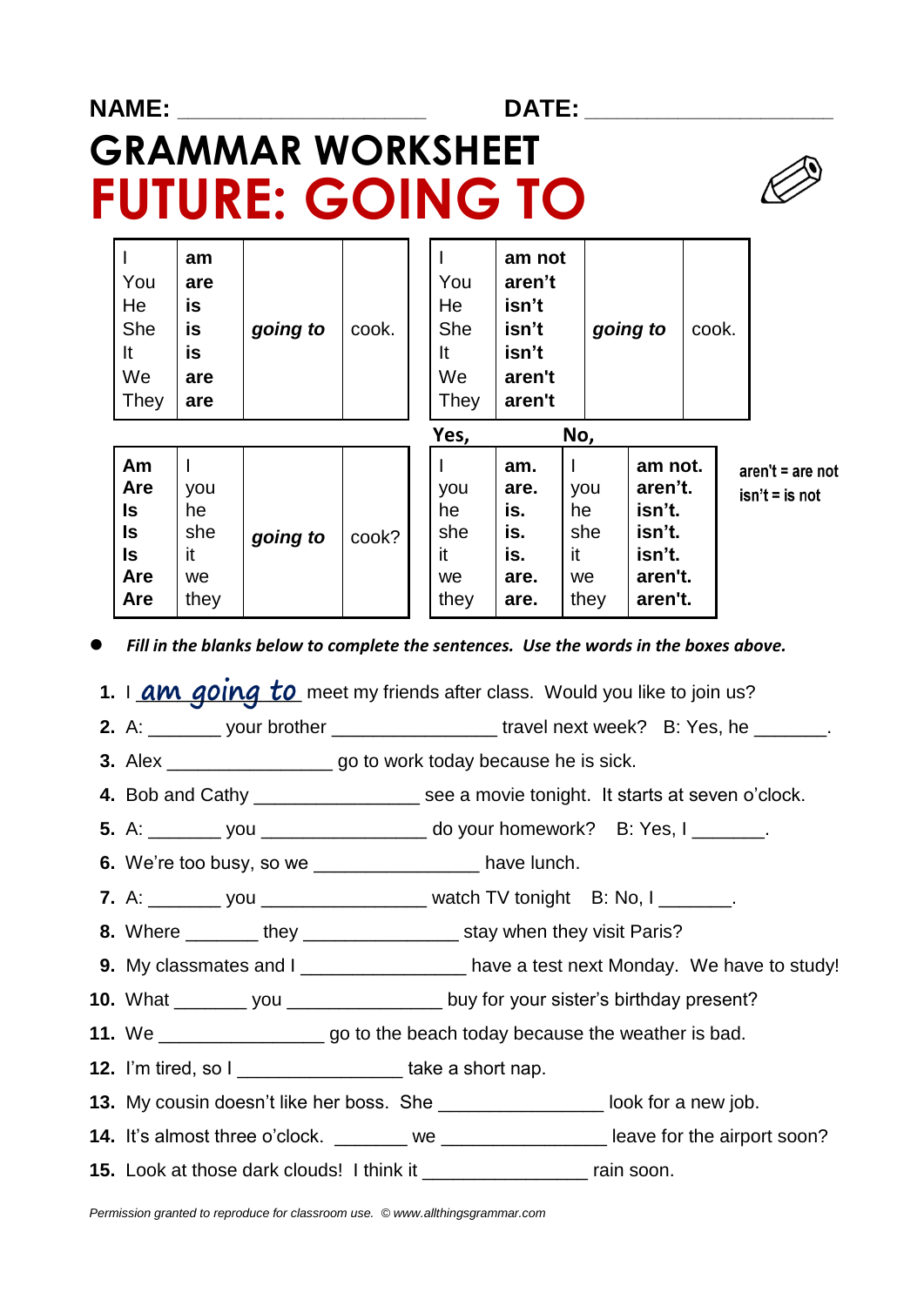NAME: ____________________ DATE: ____________________

# GRAMMAR WORKSHEET

# FUTURE: GOING TO

| | | | |
|---|---|---|---|
| I<br>You<br>He<br>She<br>It<br>We<br>They | **am**<br>**are**<br>**is**<br>**is**<br>**is**<br>**are**<br>**are** | ***going to*** | cook. |

| | | | |
|---|---|---|---|
| I<br>You<br>He<br>She<br>It<br>We<br>They | **am not**<br>**aren't**<br>**isn't**<br>**isn't**<br>**isn't**<br>**aren't**<br>**aren't** | ***going to*** | cook. |

| | | | |
|---|---|---|---|
| **Am**<br>**Are**<br>**Is**<br>**Is**<br>**Is**<br>**Are**<br>**Are** | I<br>you<br>he<br>she<br>it<br>we<br>they | ***going to*** | cook? |

| **Yes,** | | **No,** | |
|---|---|---|---|
| I<br>you<br>he<br>she<br>it<br>we<br>they | **am.**<br>**are.**<br>**is.**<br>**is.**<br>**is.**<br>**are.**<br>**are.** | I<br>you<br>he<br>she<br>it<br>we<br>they | **am not.**<br>**aren't.**<br>**isn't.**<br>**isn't.**<br>**isn't.**<br>**aren't.**<br>**aren't.** |

**aren't = are not**
**isn't = is not**

- ***Fill in the blanks below to complete the sentences. Use the words in the boxes above.***

1. I _am going to_ meet my friends after class. Would you like to join us?
2. A: _______ your brother _______________ travel next week? B: Yes, he _______.
3. Alex _______________ go to work today because he is sick.
4. Bob and Cathy _______________ see a movie tonight. It starts at seven o'clock.
5. A: _______ you _______________ do your homework? B: Yes, I _______.
6. We're too busy, so we _______________ have lunch.
7. A: _______ you _______________ watch TV tonight B: No, I _______.
8. Where _______ they _______________ stay when they visit Paris?
9. My classmates and I _______________ have a test next Monday. We have to study!
10. What _______ you _______________ buy for your sister's birthday present?
11. We _______________ go to the beach today because the weather is bad.
12. I'm tired, so I _______________ take a short nap.
13. My cousin doesn't like her boss. She _______________ look for a new job.
14. It's almost three o'clock. _______ we _______________ leave for the airport soon?
15. Look at those dark clouds! I think it _______________ rain soon.

*Permission granted to reproduce for classroom use. © www.allthingsgrammar.com*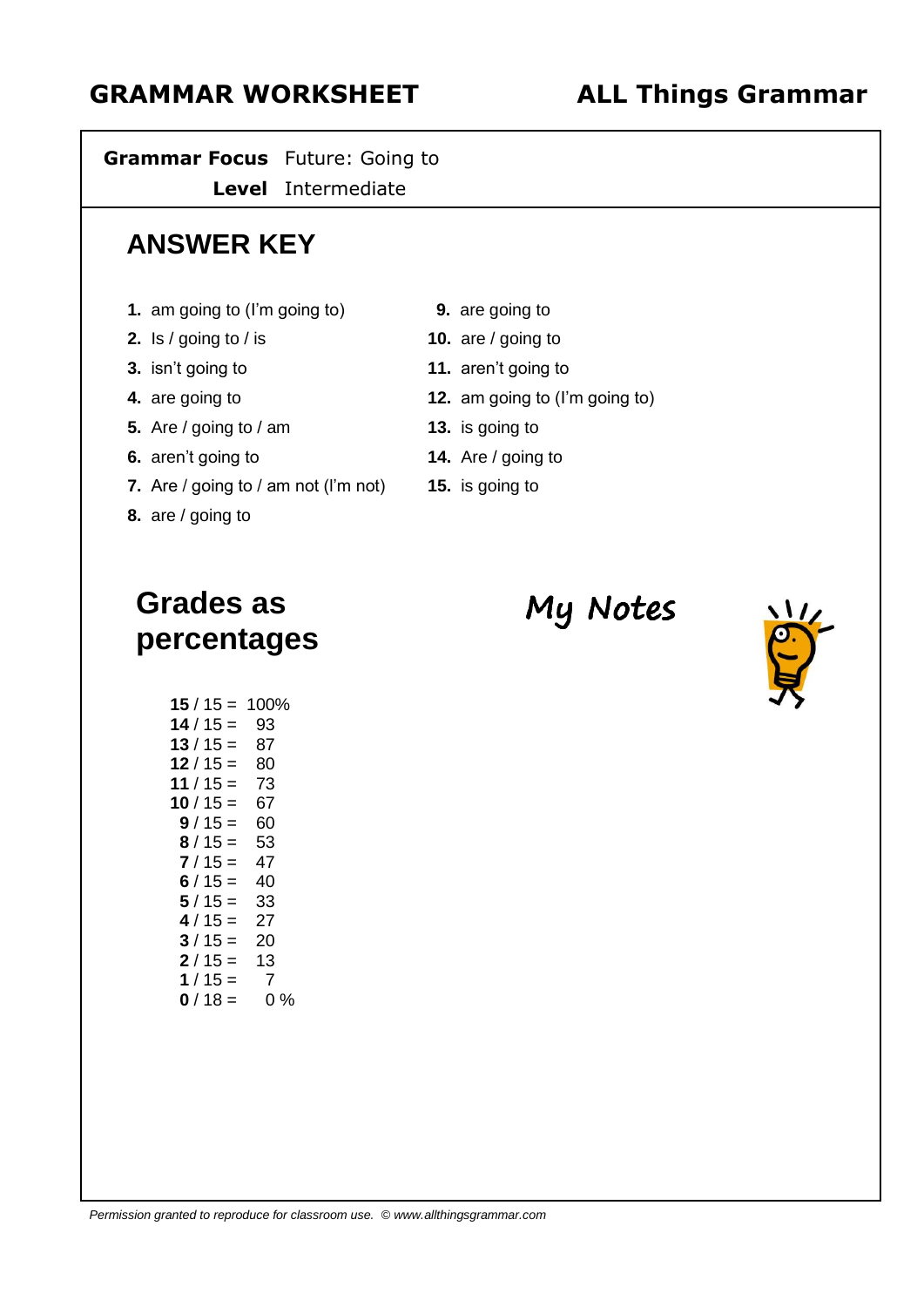## GRAMMAR WORKSHEET — ALL Things Grammar

**Grammar Focus** Future: Going to
**Level** Intermediate

# ANSWER KEY

1. am going to (I'm going to)
2. Is / going to / is
3. isn't going to
4. are going to
5. Are / going to / am
6. aren't going to
7. Are / going to / am not (I'm not)
8. are / going to
9. are going to
10. are / going to
11. aren't going to
12. am going to (I'm going to)
13. is going to
14. Are / going to
15. is going to

## Grades as percentages

**15** / 15 = 100%
**14** / 15 = 93
**13** / 15 = 87
**12** / 15 = 80
**11** / 15 = 73
**10** / 15 = 67
**9** / 15 = 60
**8** / 15 = 53
**7** / 15 = 47
**6** / 15 = 40
**5** / 15 = 33
**4** / 15 = 27
**3** / 15 = 20
**2** / 15 = 13
**1** / 15 = 7
**0** / 18 = 0 %

## My Notes

*Permission granted to reproduce for classroom use. © www.allthingsgrammar.com*